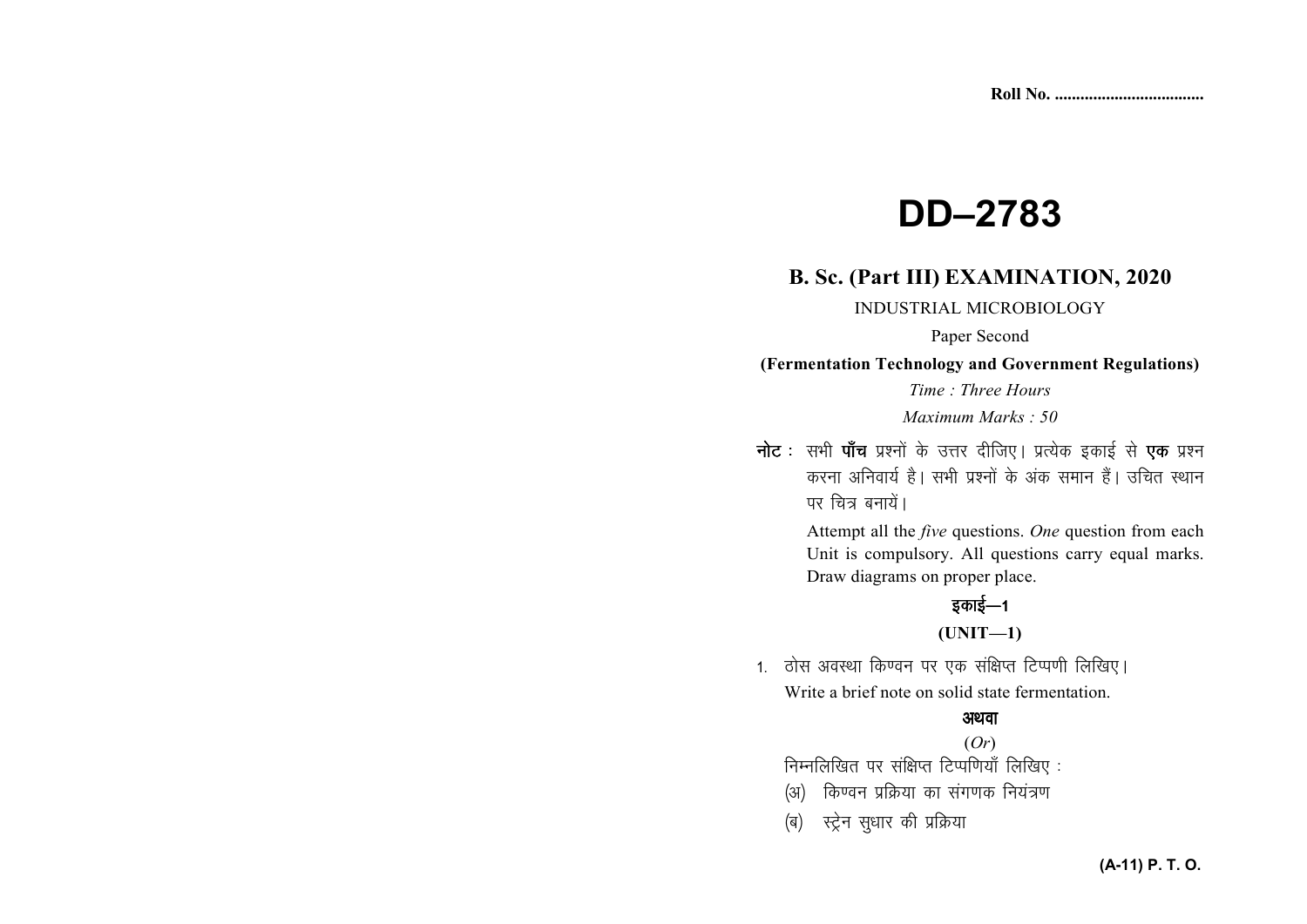Roll No. ..................................

# DD–2783

## B. Sc. (Part III) EXAMINATION, 2020

INDUSTRIAL MICROBIOLOGY

Paper Second

**(Fermentation Technology and Government Regulations)**

*Time : Three Hours*

*Maximum Marks : 50*

**नोट** : सभी **पाँच** प्रश्नों के उत्तर दीजिए। प्रत्येक इकाई से **एक** प्रश्न करना अनिवार्य है। सभी प्रश्नों के अंक समान हैं। उचित स्थान पर चित्र बनायें।

Attempt all the *five* questions. *One* question from each Unit is compulsory. All questions carry equal marks. Draw diagrams on proper place.

### इकाई—1

### (UNIT—1)

1. ठोस अवस्था किण्वन पर एक संक्षिप्त टिप्पणी लिखिए।

   Write a brief note on solid state fermentation.

   **अथवा**

   (*Or*)

   निम्नलिखित पर संक्षिप्त टिप्पणियाँ लिखिए :

   (अ) किण्वन प्रक्रिया का संगणक नियंत्रण

   (ब) स्ट्रेन सुधार की प्रक्रिया

**(A-11) P. T. O.**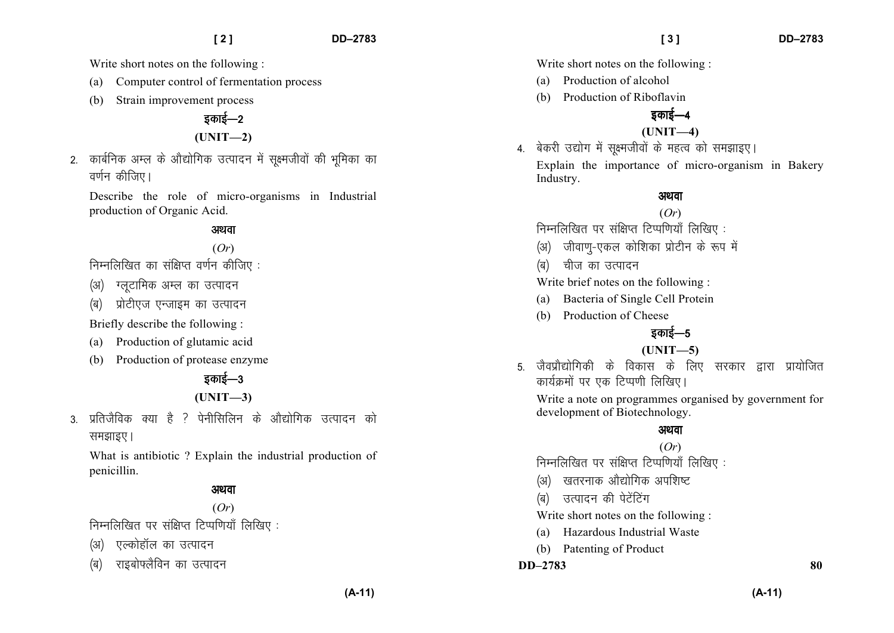Write short notes on the following :

(a) Computer control of fermentation process

(b) Strain improvement process

## इकाई—2

## (UNIT—2)

2. कार्बनिक अम्ल के औद्योगिक उत्पादन में सूक्ष्मजीवों की भूमिका का वर्णन कीजिए।

Describe the role of micro-organisms in Industrial production of Organic Acid.

अथवा

(*Or*)

निम्नलिखित का संक्षिप्त वर्णन कीजिए :

(अ) ग्लूटामिक अम्ल का उत्पादन

(ब) प्रोटीएज एन्जाइम का उत्पादन

Briefly describe the following :

(a) Production of glutamic acid

(b) Production of protease enzyme

## इकाई—3

## (UNIT—3)

3. प्रतिजैविक क्या है ? पेनीसिलिन के औद्योगिक उत्पादन को समझाइए।

What is antibiotic ? Explain the industrial production of penicillin.

अथवा

(*Or*)

निम्नलिखित पर संक्षिप्त टिप्पणियाँ लिखिए :

(अ) एल्कोहॉल का उत्पादन

(ब) राइबोफ्लैविन का उत्पादन

Write short notes on the following :

(a) Production of alcohol

(b) Production of Riboflavin

## इकाई—4

## (UNIT—4)

4. बेकरी उद्योग में सूक्ष्मजीवों के महत्व को समझाइए।

Explain the importance of micro-organism in Bakery Industry.

अथवा

(*Or*)

निम्नलिखित पर संक्षिप्त टिप्पणियाँ लिखिए :

(अ) जीवाणु-एकल कोशिका प्रोटीन के रूप में

(ब) चीज का उत्पादन

Write brief notes on the following :

(a) Bacteria of Single Cell Protein

(b) Production of Cheese

## इकाई—5

## (UNIT—5)

5. जैवप्रौद्योगिकी के विकास के लिए सरकार द्वारा प्रायोजित कार्यक्रमों पर एक टिप्पणी लिखिए।

Write a note on programmes organised by government for development of Biotechnology.

अथवा

(*Or*)

निम्नलिखित पर संक्षिप्त टिप्पणियाँ लिखिए :

(अ) खतरनाक औद्योगिक अपशिष्ट

(ब) उत्पादन की पेटेंटिंग

Write short notes on the following :

(a) Hazardous Industrial Waste

(b) Patenting of Product